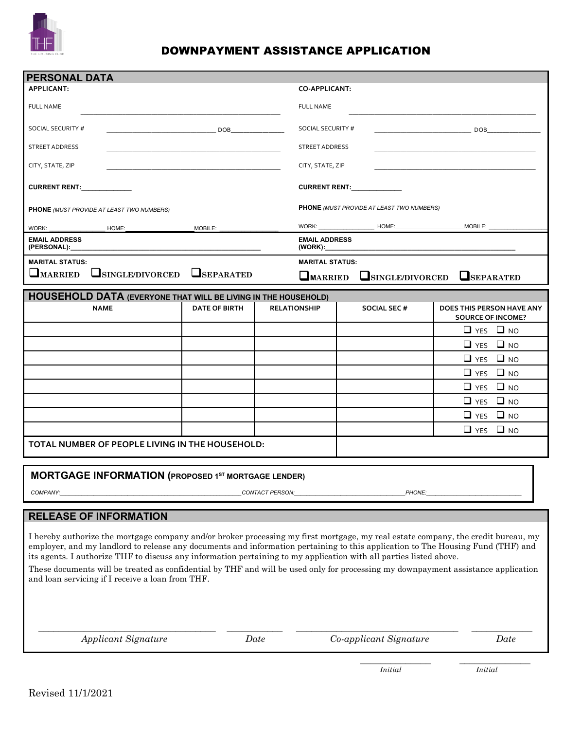# DOWNPAYMENT ASSISTANCE APPLICATION

## PERSONAL DATA

**APPLICANT:**

FULL NAME ______________________________

SOCIAL SECURITY # ____________________ DOB____________

STREET ADDRESS ______________________________

CITY, STATE, ZIP ______________________________

**CURRENT RENT:**____________

**PHONE** *(MUST PROVIDE AT LEAST TWO NUMBERS)*

WORK: ______________ HOME:______________ MOBILE: ______________

**EMAIL ADDRESS (PERSONAL):**______________________________

**MARITAL STATUS:**

❑ MARRIED ❑ SINGLE/DIVORCED ❑ SEPARATED

**CO-APPLICANT:**

FULL NAME ______________________________

SOCIAL SECURITY # ____________________ DOB____________

STREET ADDRESS ______________________________

CITY, STATE, ZIP ______________________________

**CURRENT RENT:**____________

**PHONE** *(MUST PROVIDE AT LEAST TWO NUMBERS)*

WORK: ______________ HOME:______________ MOBILE: ______________

**EMAIL ADDRESS (WORK):**______________________________

**MARITAL STATUS:**

❑ MARRIED ❑ SINGLE/DIVORCED ❑ SEPARATED

## HOUSEHOLD DATA (EVERYONE THAT WILL BE LIVING IN THE HOUSEHOLD)

| NAME | DATE OF BIRTH | RELATIONSHIP | SOCIAL SEC # | DOES THIS PERSON HAVE ANY SOURCE OF INCOME? |
|---|---|---|---|---|
| | | | | ❑ YES ❑ NO |
| | | | | ❑ YES ❑ NO |
| | | | | ❑ YES ❑ NO |
| | | | | ❑ YES ❑ NO |
| | | | | ❑ YES ❑ NO |
| | | | | ❑ YES ❑ NO |
| | | | | ❑ YES ❑ NO |
| | | | | ❑ YES ❑ NO |
| **TOTAL NUMBER OF PEOPLE LIVING IN THE HOUSEHOLD:** | | | | |

## MORTGAGE INFORMATION (PROPOSED 1ST MORTGAGE LENDER)

*COMPANY:*______________________________ *CONTACT PERSON:*____________________ *PHONE:*____________________

## RELEASE OF INFORMATION

I hereby authorize the mortgage company and/or broker processing my first mortgage, my real estate company, the credit bureau, my employer, and my landlord to release any documents and information pertaining to this application to The Housing Fund (THF) and its agents. I authorize THF to discuss any information pertaining to my application with all parties listed above.

These documents will be treated as confidential by THF and will be used only for processing my downpayment assistance application and loan servicing if I receive a loan from THF.

______________________________ *Applicant Signature* ____________ *Date*

______________________________ *Co-applicant Signature* ____________ *Date*

____________ *Initial* ____________ *Initial*

Revised 11/1/2021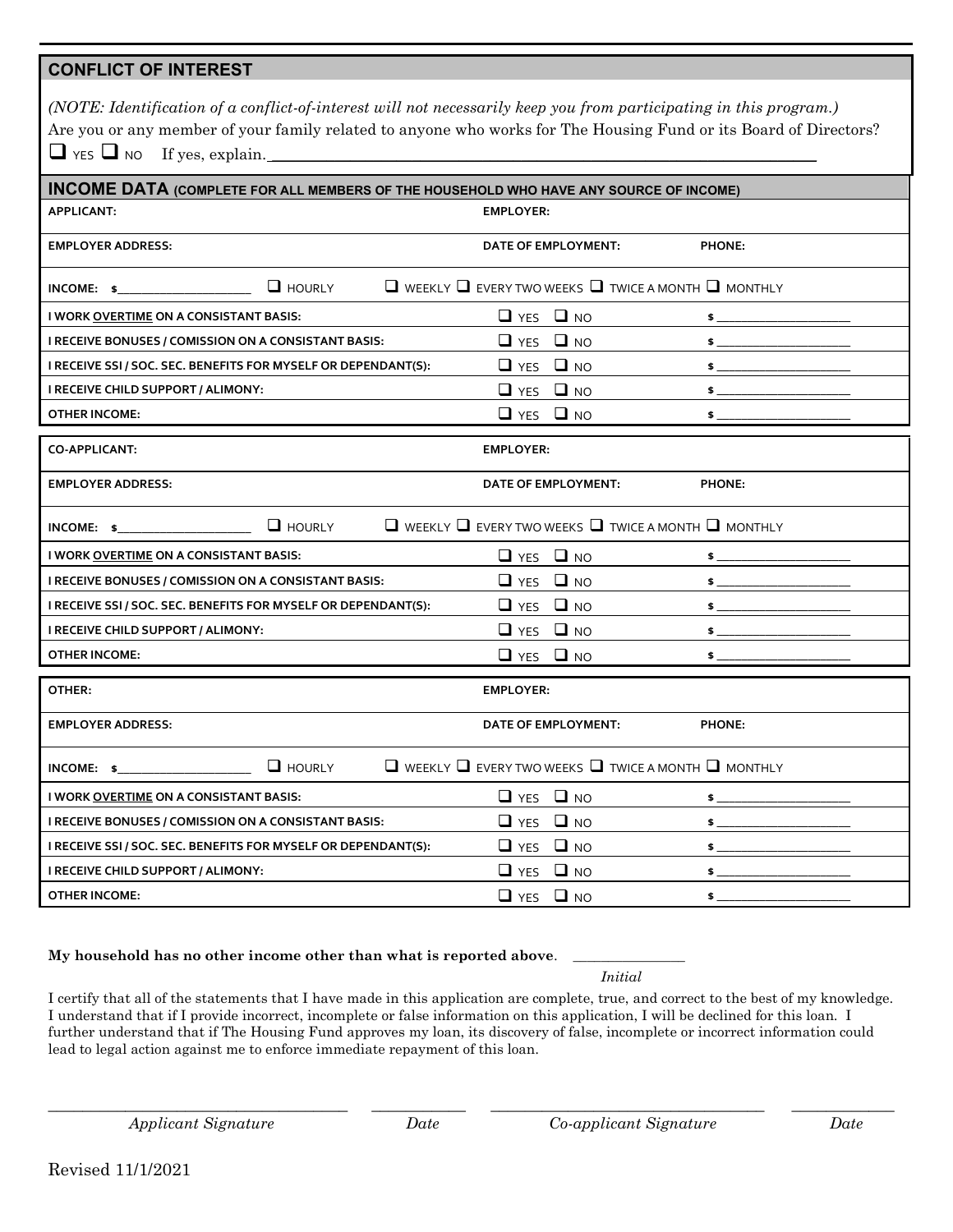## CONFLICT OF INTEREST

*(NOTE: Identification of a conflict-of-interest will not necessarily keep you from participating in this program.)*

Are you or any member of your family related to anyone who works for The Housing Fund or its Board of Directors?

☐ YES ☐ NO If yes, explain. ____________________________________________

## INCOME DATA (COMPLETE FOR ALL MEMBERS OF THE HOUSEHOLD WHO HAVE ANY SOURCE OF INCOME)

| APPLICANT: | EMPLOYER: | |
|---|---|---|
| EMPLOYER ADDRESS: | DATE OF EMPLOYMENT: | PHONE: |
| INCOME: $__________ ☐ HOURLY | ☐ WEEKLY ☐ EVERY TWO WEEKS ☐ TWICE A MONTH ☐ MONTHLY | |
| I WORK OVERTIME ON A CONSISTANT BASIS: | ☐ YES ☐ NO | $__________ |
| I RECEIVE BONUSES / COMISSION ON A CONSISTANT BASIS: | ☐ YES ☐ NO | $__________ |
| I RECEIVE SSI / SOC. SEC. BENEFITS FOR MYSELF OR DEPENDANT(S): | ☐ YES ☐ NO | $__________ |
| I RECEIVE CHILD SUPPORT / ALIMONY: | ☐ YES ☐ NO | $__________ |
| OTHER INCOME: | ☐ YES ☐ NO | $__________ |

| CO-APPLICANT: | EMPLOYER: | |
|---|---|---|
| EMPLOYER ADDRESS: | DATE OF EMPLOYMENT: | PHONE: |
| INCOME: $__________ ☐ HOURLY | ☐ WEEKLY ☐ EVERY TWO WEEKS ☐ TWICE A MONTH ☐ MONTHLY | |
| I WORK OVERTIME ON A CONSISTANT BASIS: | ☐ YES ☐ NO | $__________ |
| I RECEIVE BONUSES / COMISSION ON A CONSISTANT BASIS: | ☐ YES ☐ NO | $__________ |
| I RECEIVE SSI / SOC. SEC. BENEFITS FOR MYSELF OR DEPENDANT(S): | ☐ YES ☐ NO | $__________ |
| I RECEIVE CHILD SUPPORT / ALIMONY: | ☐ YES ☐ NO | $__________ |
| OTHER INCOME: | ☐ YES ☐ NO | $__________ |

| OTHER: | EMPLOYER: | |
|---|---|---|
| EMPLOYER ADDRESS: | DATE OF EMPLOYMENT: | PHONE: |
| INCOME: $__________ ☐ HOURLY | ☐ WEEKLY ☐ EVERY TWO WEEKS ☐ TWICE A MONTH ☐ MONTHLY | |
| I WORK OVERTIME ON A CONSISTANT BASIS: | ☐ YES ☐ NO | $__________ |
| I RECEIVE BONUSES / COMISSION ON A CONSISTANT BASIS: | ☐ YES ☐ NO | $__________ |
| I RECEIVE SSI / SOC. SEC. BENEFITS FOR MYSELF OR DEPENDANT(S): | ☐ YES ☐ NO | $__________ |
| I RECEIVE CHILD SUPPORT / ALIMONY: | ☐ YES ☐ NO | $__________ |
| OTHER INCOME: | ☐ YES ☐ NO | $__________ |

**My household has no other income other than what is reported above**. __________
*Initial*

I certify that all of the statements that I have made in this application are complete, true, and correct to the best of my knowledge. I understand that if I provide incorrect, incomplete or false information on this application, I will be declined for this loan. I further understand that if The Housing Fund approves my loan, its discovery of false, incomplete or incorrect information could lead to legal action against me to enforce immediate repayment of this loan.

| *Applicant Signature* | *Date* | *Co-applicant Signature* | *Date* |
|---|---|---|---|
| | | | |

Revised 11/1/2021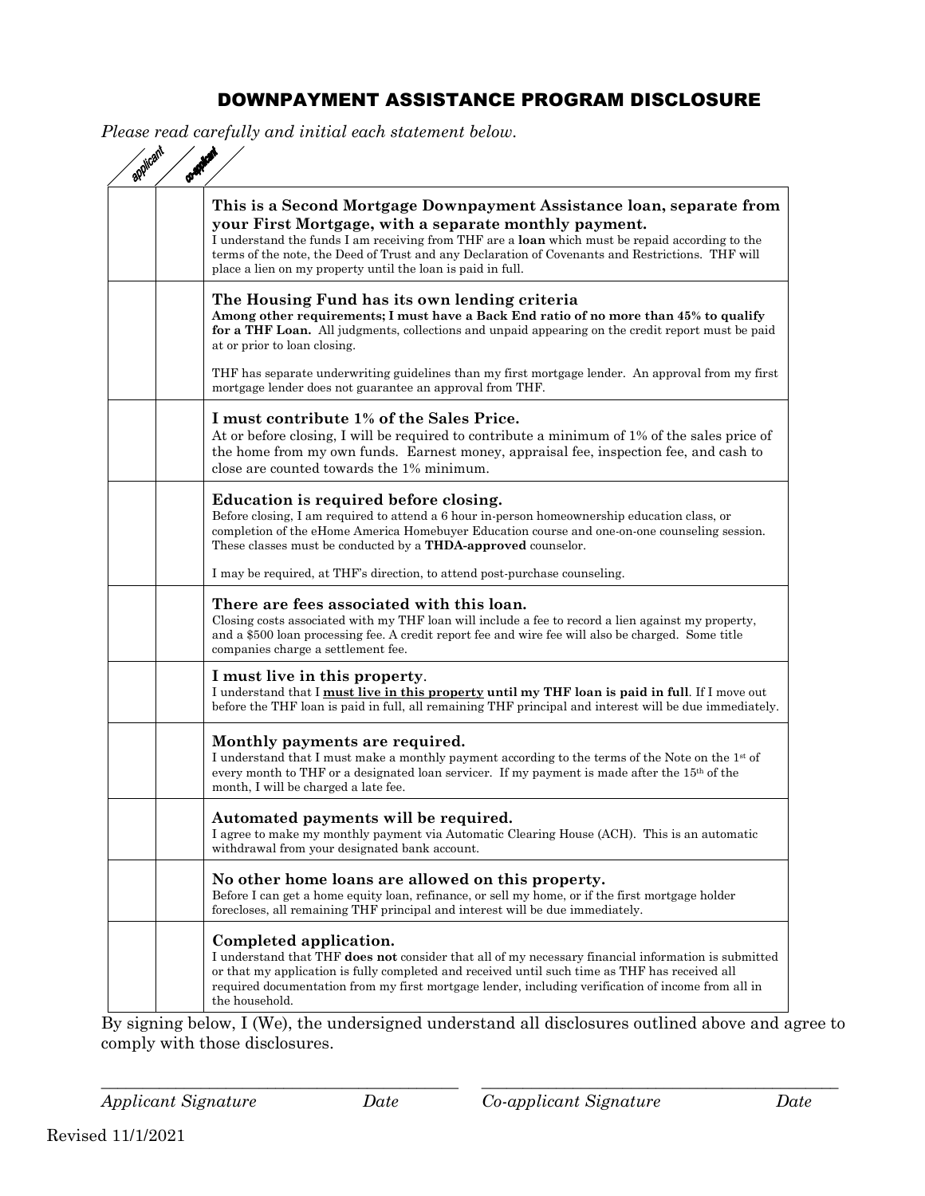# DOWNPAYMENT ASSISTANCE PROGRAM DISCLOSURE

*Please read carefully and initial each statement below.*

| applicant | co-applicant | |
|---|---|---|
| | | **This is a Second Mortgage Downpayment Assistance loan, separate from your First Mortgage, with a separate monthly payment.**<br>I understand the funds I am receiving from THF are a **loan** which must be repaid according to the terms of the note, the Deed of Trust and any Declaration of Covenants and Restrictions. THF will place a lien on my property until the loan is paid in full. |
| | | **The Housing Fund has its own lending criteria**<br>**Among other requirements; I must have a Back End ratio of no more than 45% to qualify for a THF Loan.** All judgments, collections and unpaid appearing on the credit report must be paid at or prior to loan closing.<br><br>THF has separate underwriting guidelines than my first mortgage lender. An approval from my first mortgage lender does not guarantee an approval from THF. |
| | | **I must contribute 1% of the Sales Price.**<br>At or before closing, I will be required to contribute a minimum of 1% of the sales price of the home from my own funds. Earnest money, appraisal fee, inspection fee, and cash to close are counted towards the 1% minimum. |
| | | **Education is required before closing.**<br>Before closing, I am required to attend a 6 hour in-person homeownership education class, or completion of the eHome America Homebuyer Education course and one-on-one counseling session. These classes must be conducted by a **THDA-approved** counselor.<br><br>I may be required, at THF's direction, to attend post-purchase counseling. |
| | | **There are fees associated with this loan.**<br>Closing costs associated with my THF loan will include a fee to record a lien against my property, and a $500 loan processing fee. A credit report fee and wire fee will also be charged. Some title companies charge a settlement fee. |
| | | **I must live in this property**.<br>I understand that I **<u>must live in this property</u> until my THF loan is paid in full**. If I move out before the THF loan is paid in full, all remaining THF principal and interest will be due immediately. |
| | | **Monthly payments are required.**<br>I understand that I must make a monthly payment according to the terms of the Note on the 1st of every month to THF or a designated loan servicer. If my payment is made after the 15th of the month, I will be charged a late fee. |
| | | **Automated payments will be required.**<br>I agree to make my monthly payment via Automatic Clearing House (ACH). This is an automatic withdrawal from your designated bank account. |
| | | **No other home loans are allowed on this property.**<br>Before I can get a home equity loan, refinance, or sell my home, or if the first mortgage holder forecloses, all remaining THF principal and interest will be due immediately. |
| | | **Completed application.**<br>I understand that THF **does not** consider that all of my necessary financial information is submitted or that my application is fully completed and received until such time as THF has received all required documentation from my first mortgage lender, including verification of income from all in the household. |

By signing below, I (We), the undersigned understand all disclosures outlined above and agree to comply with those disclosures.

\_\_\_\_\_\_\_\_\_\_\_\_\_\_\_\_\_\_\_\_\_\_\_\_\_\_\_\_\_\_\_\_\_\_\_\_\_\_\_\_ \_\_\_\_\_\_\_\_\_\_\_\_\_\_\_\_\_\_\_\_\_\_\_\_\_\_\_\_\_\_\_\_\_\_\_\_\_\_\_\_

*Applicant Signature* *Date* *Co-applicant Signature* *Date*

Revised 11/1/2021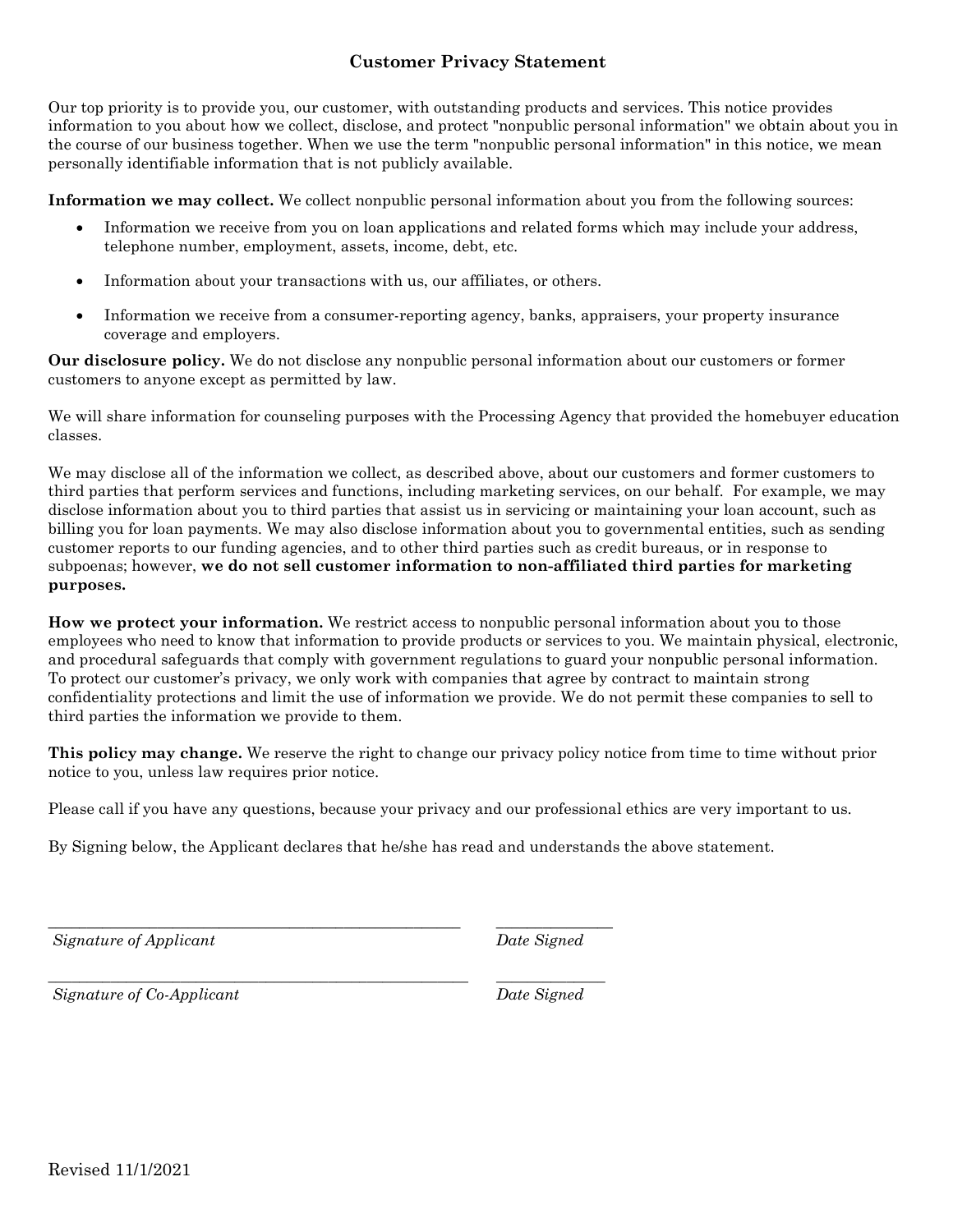# Customer Privacy Statement

Our top priority is to provide you, our customer, with outstanding products and services. This notice provides information to you about how we collect, disclose, and protect "nonpublic personal information" we obtain about you in the course of our business together. When we use the term "nonpublic personal information" in this notice, we mean personally identifiable information that is not publicly available.

**Information we may collect.** We collect nonpublic personal information about you from the following sources:

- Information we receive from you on loan applications and related forms which may include your address, telephone number, employment, assets, income, debt, etc.
- Information about your transactions with us, our affiliates, or others.
- Information we receive from a consumer-reporting agency, banks, appraisers, your property insurance coverage and employers.

**Our disclosure policy.** We do not disclose any nonpublic personal information about our customers or former customers to anyone except as permitted by law.

We will share information for counseling purposes with the Processing Agency that provided the homebuyer education classes.

We may disclose all of the information we collect, as described above, about our customers and former customers to third parties that perform services and functions, including marketing services, on our behalf. For example, we may disclose information about you to third parties that assist us in servicing or maintaining your loan account, such as billing you for loan payments. We may also disclose information about you to governmental entities, such as sending customer reports to our funding agencies, and to other third parties such as credit bureaus, or in response to subpoenas; however, **we do not sell customer information to non-affiliated third parties for marketing purposes.**

**How we protect your information.** We restrict access to nonpublic personal information about you to those employees who need to know that information to provide products or services to you. We maintain physical, electronic, and procedural safeguards that comply with government regulations to guard your nonpublic personal information. To protect our customer's privacy, we only work with companies that agree by contract to maintain strong confidentiality protections and limit the use of information we provide. We do not permit these companies to sell to third parties the information we provide to them.

**This policy may change.** We reserve the right to change our privacy policy notice from time to time without prior notice to you, unless law requires prior notice.

Please call if you have any questions, because your privacy and our professional ethics are very important to us.

By Signing below, the Applicant declares that he/she has read and understands the above statement.

\_\_\_\_\_\_\_\_\_\_\_\_\_\_\_\_\_\_\_\_\_\_\_\_\_\_\_\_\_\_\_\_\_\_\_\_\_\_\_\_\_\_\_\_ \_\_\_\_\_\_\_\_\_\_\_\_\_\_
*Signature of Applicant* *Date Signed*

\_\_\_\_\_\_\_\_\_\_\_\_\_\_\_\_\_\_\_\_\_\_\_\_\_\_\_\_\_\_\_\_\_\_\_\_\_\_\_\_\_\_\_\_ \_\_\_\_\_\_\_\_\_\_\_\_\_\_
*Signature of Co-Applicant* *Date Signed*

Revised 11/1/2021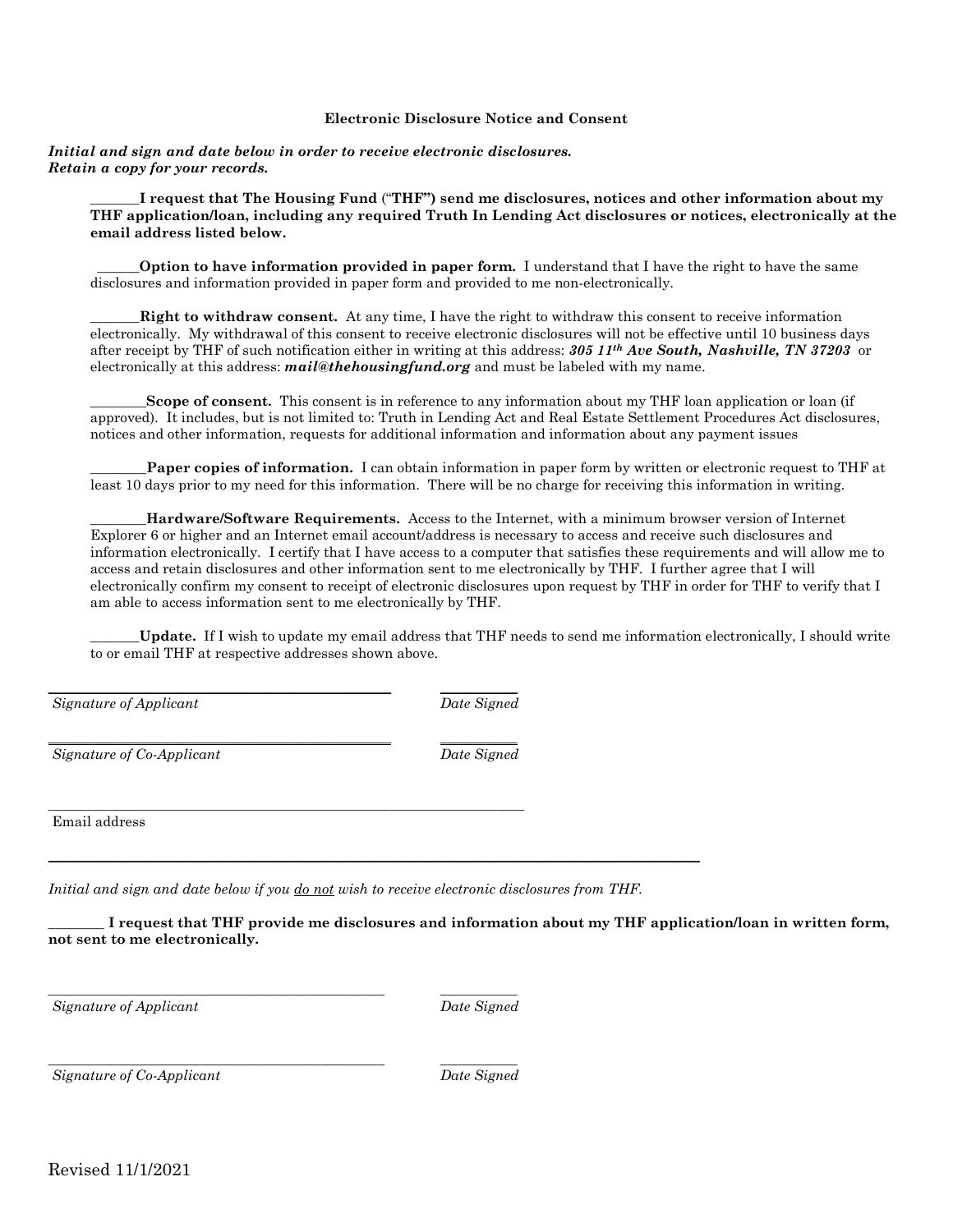**Electronic Disclosure Notice and Consent**

***Initial and sign and date below in order to receive electronic disclosures.***
***Retain a copy for your records.***

_______**I request that The Housing Fund (“THF”) send me disclosures, notices and other information about my THF application/loan, including any required Truth In Lending Act disclosures or notices, electronically at the email address listed below.**

______**Option to have information provided in paper form.** I understand that I have the right to have the same disclosures and information provided in paper form and provided to me non-electronically.

_______**Right to withdraw consent.** At any time, I have the right to withdraw this consent to receive information electronically. My withdrawal of this consent to receive electronic disclosures will not be effective until 10 business days after receipt by THF of such notification either in writing at this address: ***305 11th Ave South, Nashville, TN 37203*** or electronically at this address: ***mail@thehousingfund.org*** and must be labeled with my name.

________**Scope of consent.** This consent is in reference to any information about my THF loan application or loan (if approved). It includes, but is not limited to: Truth in Lending Act and Real Estate Settlement Procedures Act disclosures, notices and other information, requests for additional information and information about any payment issues

________**Paper copies of information.** I can obtain information in paper form by written or electronic request to THF at least 10 days prior to my need for this information. There will be no charge for receiving this information in writing.

________**Hardware/Software Requirements.** Access to the Internet, with a minimum browser version of Internet Explorer 6 or higher and an Internet email account/address is necessary to access and receive such disclosures and information electronically. I certify that I have access to a computer that satisfies these requirements and will allow me to access and retain disclosures and other information sent to me electronically by THF. I further agree that I will electronically confirm my consent to receipt of electronic disclosures upon request by THF in order for THF to verify that I am able to access information sent to me electronically by THF.

_______**Update.** If I wish to update my email address that THF needs to send me information electronically, I should write to or email THF at respective addresses shown above.

______________________________________ ___________
*Signature of Applicant* *Date Signed*

______________________________________ ___________
*Signature of Co-Applicant* *Date Signed*

______________________________________________________
Email address

---

*Initial and sign and date below if you do not wish to receive electronic disclosures from THF.*

________ **I request that THF provide me disclosures and information about my THF application/loan in written form, not sent to me electronically.**

______________________________________ ___________
*Signature of Applicant* *Date Signed*

______________________________________ ___________
*Signature of Co-Applicant* *Date Signed*

Revised 11/1/2021